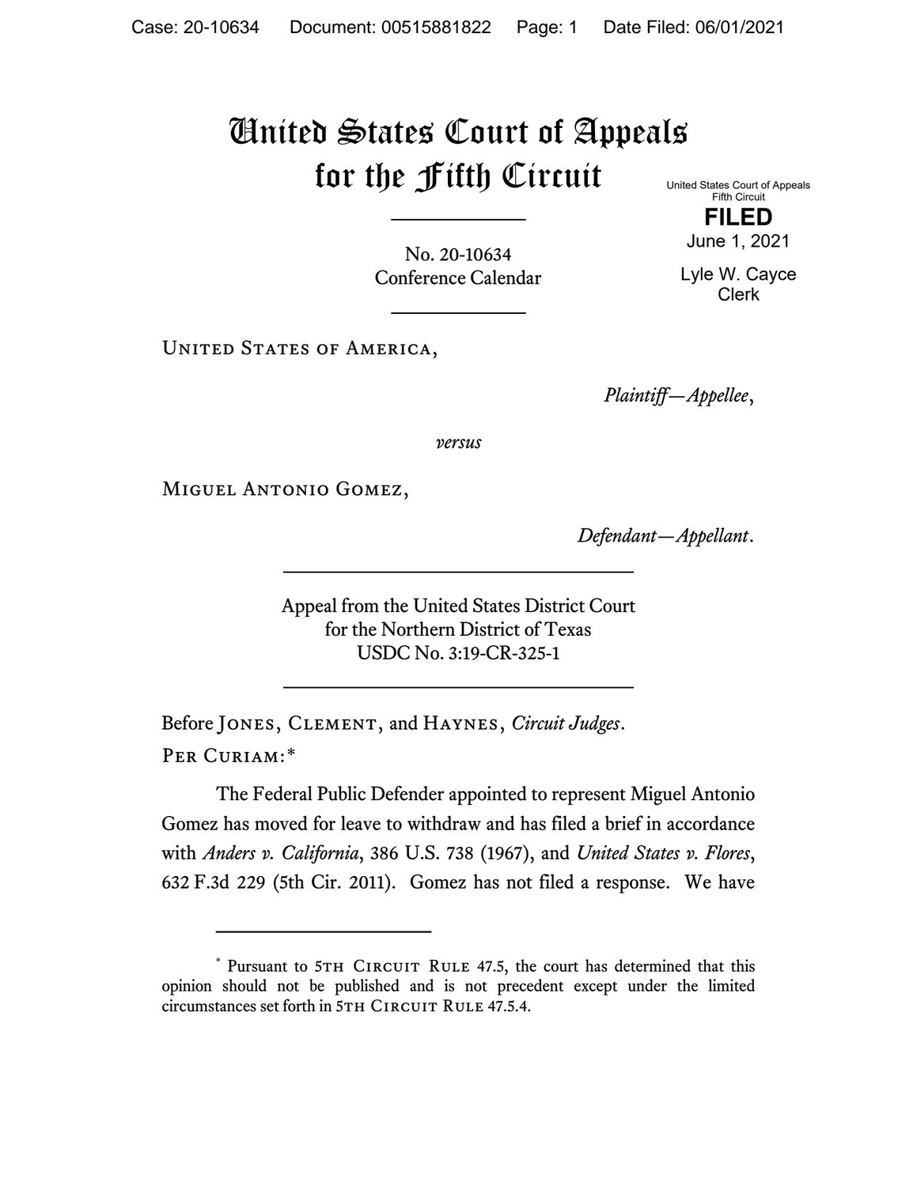# United States Court of Appeals for the Fifth Circuit

United States Court of Appeals
Fifth Circuit

**FILED**

June 1, 2021

Lyle W. Cayce
Clerk

No. 20-10634
Conference Calendar

United States of America,

*Plaintiff—Appellee*,

*versus*

Miguel Antonio Gomez,

*Defendant—Appellant*.

Appeal from the United States District Court
for the Northern District of Texas
USDC No. 3:19-CR-325-1

Before Jones, Clement, and Haynes, *Circuit Judges*.

Per Curiam:*

The Federal Public Defender appointed to represent Miguel Antonio Gomez has moved for leave to withdraw and has filed a brief in accordance with *Anders v. California*, 386 U.S. 738 (1967), and *United States v. Flores*, 632 F.3d 229 (5th Cir. 2011). Gomez has not filed a response. We have

---

* Pursuant to 5th Circuit Rule 47.5, the court has determined that this opinion should not be published and is not precedent except under the limited circumstances set forth in 5th Circuit Rule 47.5.4.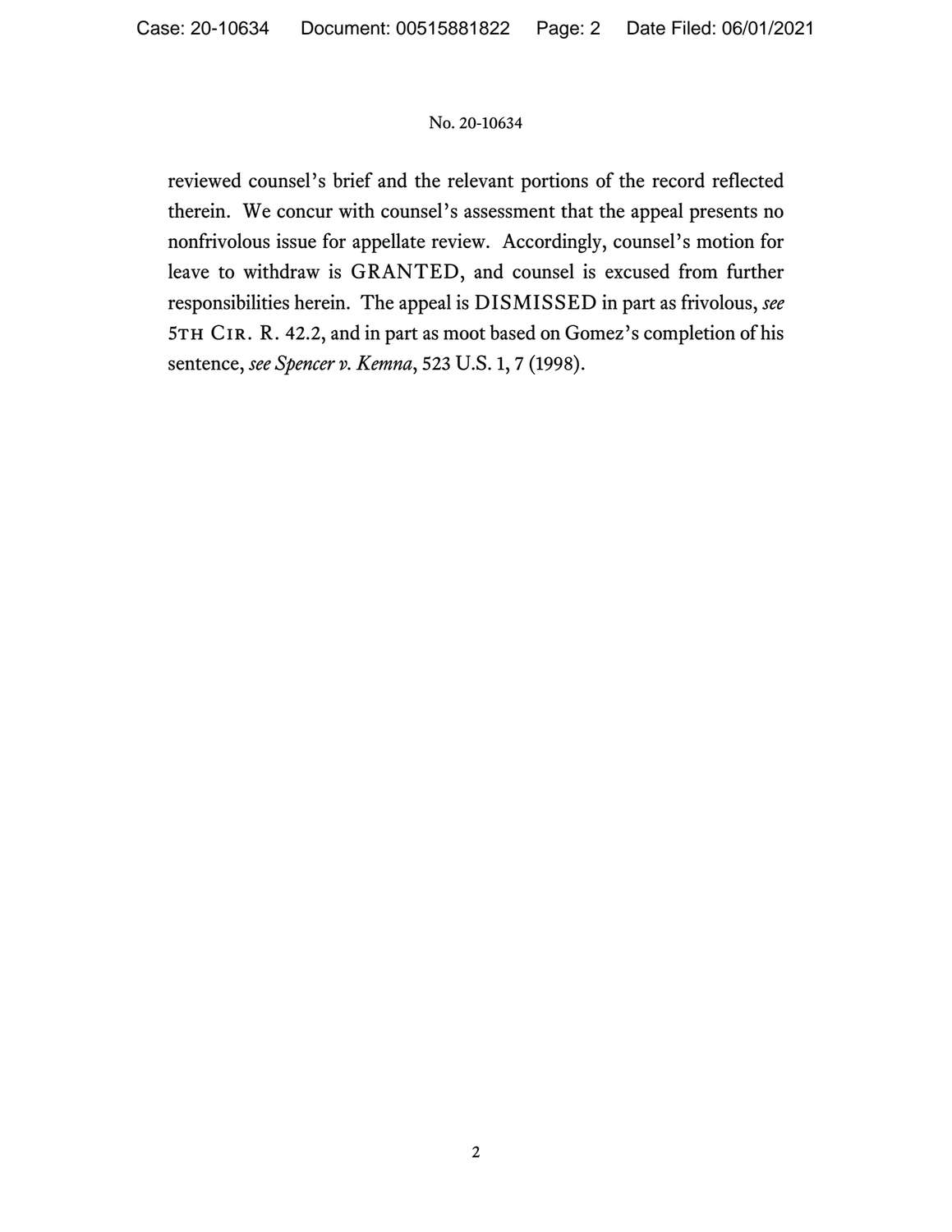reviewed counsel's brief and the relevant portions of the record reflected therein. We concur with counsel's assessment that the appeal presents no nonfrivolous issue for appellate review. Accordingly, counsel's motion for leave to withdraw is GRANTED, and counsel is excused from further responsibilities herein. The appeal is DISMISSED in part as frivolous, *see* 5TH CIR. R. 42.2, and in part as moot based on Gomez's completion of his sentence, *see Spencer v. Kemna*, 523 U.S. 1, 7 (1998).